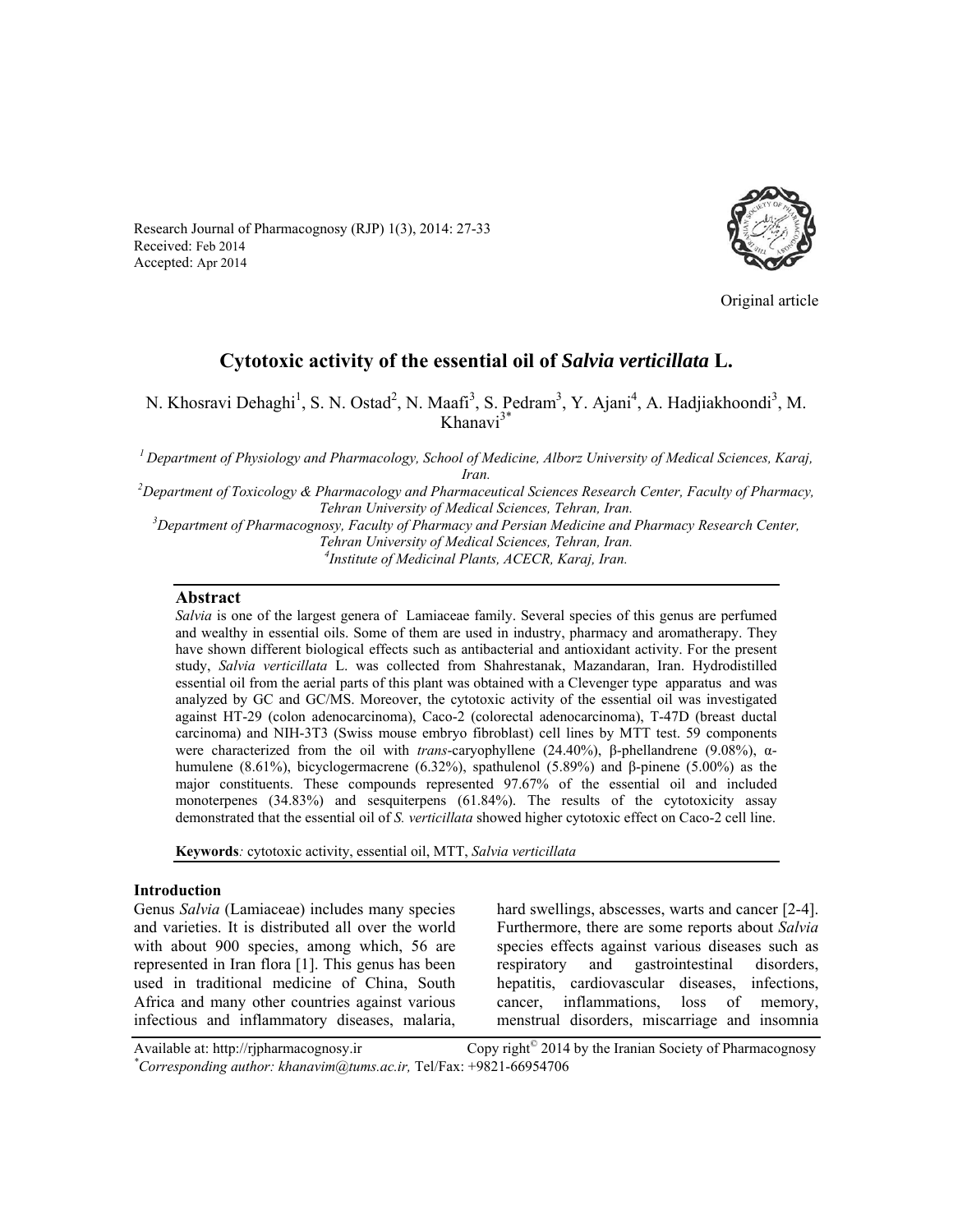Research Journal of Pharmacognosy (RJP) 1(3), 2014: 27-33
Received: Feb 2014
Accepted: Apr 2014

Original article

# Cytotoxic activity of the essential oil of *Salvia verticillata* L.

N. Khosravi Dehaghi[1], S. N. Ostad[2], N. Maafi[3], S. Pedram[3], Y. Ajani[4], A. Hadjiakhoondi[3], M. Khanavi[3*]

[1] *Department of Physiology and Pharmacology, School of Medicine, Alborz University of Medical Sciences, Karaj, Iran.*

[2] *Department of Toxicology & Pharmacology and Pharmaceutical Sciences Research Center, Faculty of Pharmacy, Tehran University of Medical Sciences, Tehran, Iran.*

[3] *Department of Pharmacognosy, Faculty of Pharmacy and Persian Medicine and Pharmacy Research Center, Tehran University of Medical Sciences, Tehran, Iran.*

[4] *Institute of Medicinal Plants, ACECR, Karaj, Iran.*

## Abstract

*Salvia* is one of the largest genera of Lamiaceae family. Several species of this genus are perfumed and wealthy in essential oils. Some of them are used in industry, pharmacy and aromatherapy. They have shown different biological effects such as antibacterial and antioxidant activity. For the present study, *Salvia verticillata* L. was collected from Shahrestanak, Mazandaran, Iran. Hydrodistilled essential oil from the aerial parts of this plant was obtained with a Clevenger type apparatus and was analyzed by GC and GC/MS. Moreover, the cytotoxic activity of the essential oil was investigated against HT-29 (colon adenocarcinoma), Caco-2 (colorectal adenocarcinoma), T-47D (breast ductal carcinoma) and NIH-3T3 (Swiss mouse embryo fibroblast) cell lines by MTT test. 59 components were characterized from the oil with *trans*-caryophyllene (24.40%), β-phellandrene (9.08%), α-humulene (8.61%), bicyclogermacrene (6.32%), spathulenol (5.89%) and β-pinene (5.00%) as the major constituents. These compounds represented 97.67% of the essential oil and included monoterpenes (34.83%) and sesquiterpens (61.84%). The results of the cytotoxicity assay demonstrated that the essential oil of *S. verticillata* showed higher cytotoxic effect on Caco-2 cell line.

**Keywords**: cytotoxic activity, essential oil, MTT, *Salvia verticillata*

## Introduction

Genus *Salvia* (Lamiaceae) includes many species and varieties. It is distributed all over the world with about 900 species, among which, 56 are represented in Iran flora [1]. This genus has been used in traditional medicine of China, South Africa and many other countries against various infectious and inflammatory diseases, malaria, hard swellings, abscesses, warts and cancer [2-4]. Furthermore, there are some reports about *Salvia* species effects against various diseases such as respiratory and gastrointestinal disorders, hepatitis, cardiovascular diseases, infections, cancer, inflammations, loss of memory, menstrual disorders, miscarriage and insomnia

Available at: http://rjpharmacognosy.ir Copy right© 2014 by the Iranian Society of Pharmacognosy

*\*Corresponding author: khanavim@tums.ac.ir,* Tel/Fax: +9821-66954706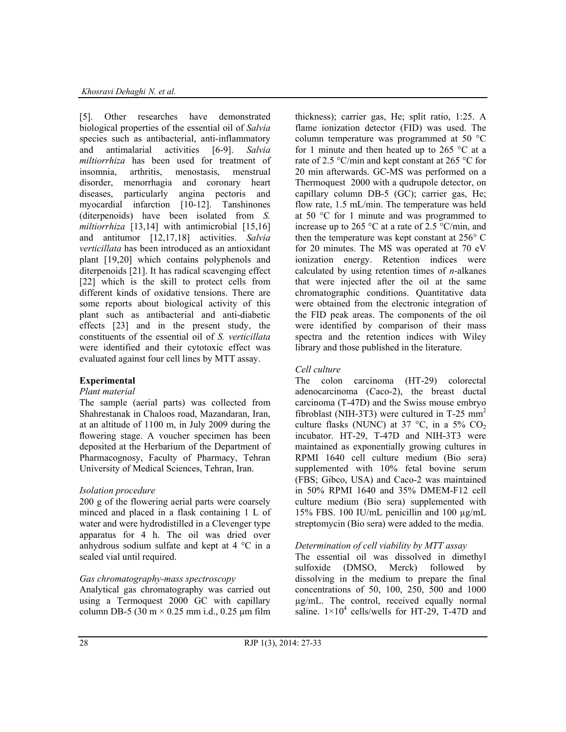[5]. Other researches have demonstrated biological properties of the essential oil of *Salvia* species such as antibacterial, anti-inflammatory and antimalarial activities [6-9]. *Salvia miltiorrhiza* has been used for treatment of insomnia, arthritis, menostasis, menstrual disorder, menorrhagia and coronary heart diseases, particularly angina pectoris and myocardial infarction [10-12]. Tanshinones (diterpenoids) have been isolated from *S. miltiorrhiza* [13,14] with antimicrobial [15,16] and antitumor [12,17,18] activities. *Salvia verticillata* has been introduced as an antioxidant plant [19,20] which contains polyphenols and diterpenoids [21]. It has radical scavenging effect [22] which is the skill to protect cells from different kinds of oxidative tensions. There are some reports about biological activity of this plant such as antibacterial and anti-diabetic effects [23] and in the present study, the constituents of the essential oil of *S. verticillata* were identified and their cytotoxic effect was evaluated against four cell lines by MTT assay.

## Experimental

### *Plant material*

The sample (aerial parts) was collected from Shahrestanak in Chaloos road, Mazandaran, Iran, at an altitude of 1100 m, in July 2009 during the flowering stage. A voucher specimen has been deposited at the Herbarium of the Department of Pharmacognosy, Faculty of Pharmacy, Tehran University of Medical Sciences, Tehran, Iran.

### *Isolation procedure*

200 g of the flowering aerial parts were coarsely minced and placed in a flask containing 1 L of water and were hydrodistilled in a Clevenger type apparatus for 4 h. The oil was dried over anhydrous sodium sulfate and kept at 4 °C in a sealed vial until required.

### *Gas chromatography-mass spectroscopy*

Analytical gas chromatography was carried out using a Termoquest 2000 GC with capillary column DB-5 (30 m × 0.25 mm i.d., 0.25 µm film thickness); carrier gas, He; split ratio, 1:25. A flame ionization detector (FID) was used. The column temperature was programmed at 50 °C for 1 minute and then heated up to 265 °C at a rate of 2.5 °C/min and kept constant at 265 °C for 20 min afterwards. GC-MS was performed on a Thermoquest 2000 with a qudrupole detector, on capillary column DB-5 (GC); carrier gas, He; flow rate, 1.5 mL/min. The temperature was held at 50 °C for 1 minute and was programmed to increase up to 265 °C at a rate of 2.5 °C/min, and then the temperature was kept constant at 256° C for 20 minutes. The MS was operated at 70 eV ionization energy. Retention indices were calculated by using retention times of *n*-alkanes that were injected after the oil at the same chromatographic conditions. Quantitative data were obtained from the electronic integration of the FID peak areas. The components of the oil were identified by comparison of their mass spectra and the retention indices with Wiley library and those published in the literature.

### *Cell culture*

The colon carcinoma (HT-29) colorectal adenocarcinoma (Caco-2), the breast ductal carcinoma (T-47D) and the Swiss mouse embryo fibroblast (NIH-3T3) were cultured in T-25 $mm^2$ culture flasks (NUNC) at 37 °C, in a 5% $CO_2$ incubator. HT-29, T-47D and NIH-3T3 were maintained as exponentially growing cultures in RPMI 1640 cell culture medium (Bio sera) supplemented with 10% fetal bovine serum (FBS; Gibco, USA) and Caco-2 was maintained in 50% RPMI 1640 and 35% DMEM-F12 cell culture medium (Bio sera) supplemented with 15% FBS. 100 IU/mL penicillin and 100 µg/mL streptomycin (Bio sera) were added to the media.

### *Determination of cell viability by MTT assay*

The essential oil was dissolved in dimethyl sulfoxide (DMSO, Merck) followed by dissolving in the medium to prepare the final concentrations of 50, 100, 250, 500 and 1000 µg/mL. The control, received equally normal saline. $1×10^4$ cells/wells for HT-29, T-47D and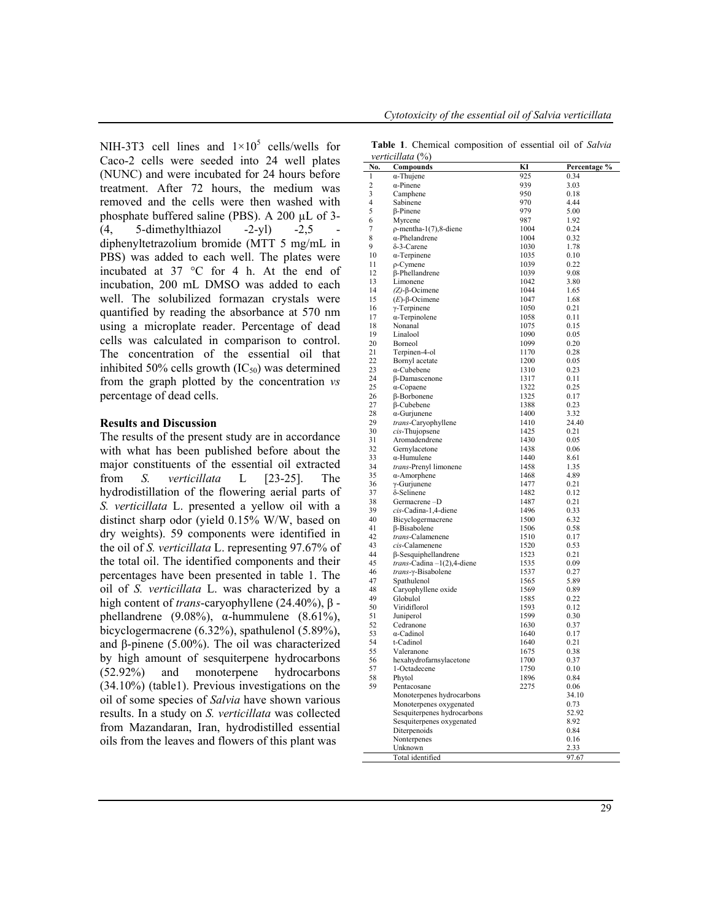NIH-3T3 cell lines and $1\times10^5$ cells/wells for Caco-2 cells were seeded into 24 well plates (NUNC) and were incubated for 24 hours before treatment. After 72 hours, the medium was removed and the cells were then washed with phosphate buffered saline (PBS). A 200 µL of 3-(4, 5-dimethylthiazol -2-yl) -2,5 - diphenyltetrazolium bromide (MTT 5 mg/mL in PBS) was added to each well. The plates were incubated at 37 °C for 4 h. At the end of incubation, 200 mL DMSO was added to each well. The solubilized formazan crystals were quantified by reading the absorbance at 570 nm using a microplate reader. Percentage of dead cells was calculated in comparison to control. The concentration of the essential oil that inhibited 50% cells growth ($IC_{50}$) was determined from the graph plotted by the concentration *vs* percentage of dead cells.

### Results and Discussion

The results of the present study are in accordance with what has been published before about the major constituents of the essential oil extracted from *S. verticillata* L [23-25]. The hydrodistillation of the flowering aerial parts of *S. verticillata* L. presented a yellow oil with a distinct sharp odor (yield 0.15% W/W, based on dry weights). 59 components were identified in the oil of *S. verticillata* L. representing 97.67% of the total oil. The identified components and their percentages have been presented in table 1. The oil of *S. verticillata* L. was characterized by a high content of *trans*-caryophyllene (24.40%), β -phellandrene (9.08%), α-hummulene (8.61%), bicyclogermacrene (6.32%), spathulenol (5.89%), and β-pinene (5.00%). The oil was characterized by high amount of sesquiterpene hydrocarbons (52.92%) and monoterpene hydrocarbons (34.10%) (table1). Previous investigations on the oil of some species of *Salvia* have shown various results. In a study on *S. verticillata* was collected from Mazandaran, Iran, hydrodistilled essential oils from the leaves and flowers of this plant was

**Table 1**. Chemical composition of essential oil of *Salvia verticillata* (%)

| No. | Compounds | KI | Percentage % |
|---|---|---|---|
| 1 | α-Thujene | 925 | 0.34 |
| 2 | α-Pinene | 939 | 3.03 |
| 3 | Camphene | 950 | 0.18 |
| 4 | Sabinene | 970 | 4.44 |
| 5 | β-Pinene | 979 | 5.00 |
| 6 | Myrcene | 987 | 1.92 |
| 7 | ρ-mentha-1(7),8-diene | 1004 | 0.24 |
| 8 | α-Phelandrene | 1004 | 0.32 |
| 9 | δ-3-Carene | 1030 | 1.78 |
| 10 | α-Terpinene | 1035 | 0.10 |
| 11 | ρ-Cymene | 1039 | 0.22 |
| 12 | β-Phellandrene | 1039 | 9.08 |
| 13 | Limonene | 1042 | 3.80 |
| 14 | *(Z)*-β-Ocimene | 1044 | 1.65 |
| 15 | *(E)*-β-Ocimene | 1047 | 1.68 |
| 16 | γ-Terpinene | 1050 | 0.21 |
| 17 | α-Terpinolene | 1058 | 0.11 |
| 18 | Nonanal | 1075 | 0.15 |
| 19 | Linalool | 1090 | 0.05 |
| 20 | Borneol | 1099 | 0.20 |
| 21 | Terpinen-4-ol | 1170 | 0.28 |
| 22 | Bornyl acetate | 1200 | 0.05 |
| 23 | α-Cubebene | 1310 | 0.23 |
| 24 | β-Damascenone | 1317 | 0.11 |
| 25 | α-Copaene | 1322 | 0.25 |
| 26 | β-Borbonene | 1325 | 0.17 |
| 27 | β-Cubebene | 1388 | 0.23 |
| 28 | α-Gurjunene | 1400 | 3.32 |
| 29 | *trans*-Caryophyllene | 1410 | 24.40 |
| 30 | *cis*-Thujopsene | 1425 | 0.21 |
| 31 | Aromadendrene | 1430 | 0.05 |
| 32 | Gernylacetone | 1438 | 0.06 |
| 33 | α-Humulene | 1440 | 8.61 |
| 34 | *trans*-Prenyl limonene | 1458 | 1.35 |
| 35 | α-Amorphene | 1468 | 4.89 |
| 36 | γ-Gurjunene | 1477 | 0.21 |
| 37 | δ-Selinene | 1482 | 0.12 |
| 38 | Germacrene –D | 1487 | 0.21 |
| 39 | *cis*-Cadina-1,4-diene | 1496 | 0.33 |
| 40 | Bicyclogermacrene | 1500 | 6.32 |
| 41 | β-Bisabolene | 1506 | 0.58 |
| 42 | *trans*-Calamenene | 1510 | 0.17 |
| 43 | *cis*-Calamenene | 1520 | 0.53 |
| 44 | β-Sesquiphellandrene | 1523 | 0.21 |
| 45 | *trans*-Cadina –1(2),4-diene | 1535 | 0.09 |
| 46 | *trans*-γ-Bisabolene | 1537 | 0.27 |
| 47 | Spathulenol | 1565 | 5.89 |
| 48 | Caryophyllene oxide | 1569 | 0.89 |
| 49 | Globulol | 1585 | 0.22 |
| 50 | Viridiflorol | 1593 | 0.12 |
| 51 | Juniperol | 1599 | 0.30 |
| 52 | Cedranone | 1630 | 0.37 |
| 53 | α-Cadinol | 1640 | 0.17 |
| 54 | t-Cadinol | 1640 | 0.21 |
| 55 | Valeranone | 1675 | 0.38 |
| 56 | hexahydrofarnsylacetone | 1700 | 0.37 |
| 57 | 1-Octadecene | 1750 | 0.10 |
| 58 | Phytol | 1896 | 0.84 |
| 59 | Pentacosane | 2275 | 0.06 |
| | Monoterpenes hydrocarbons | | 34.10 |
| | Monoterpenes oxygenated | | 0.73 |
| | Sesquiterpenes hydrocarbons | | 52.92 |
| | Sesquiterpenes oxygenated | | 8.92 |
| | Diterpenoids | | 0.84 |
| | Nonterpenes | | 0.16 |
| | Unknown | | 2.33 |
| | Total identified | | 97.67 |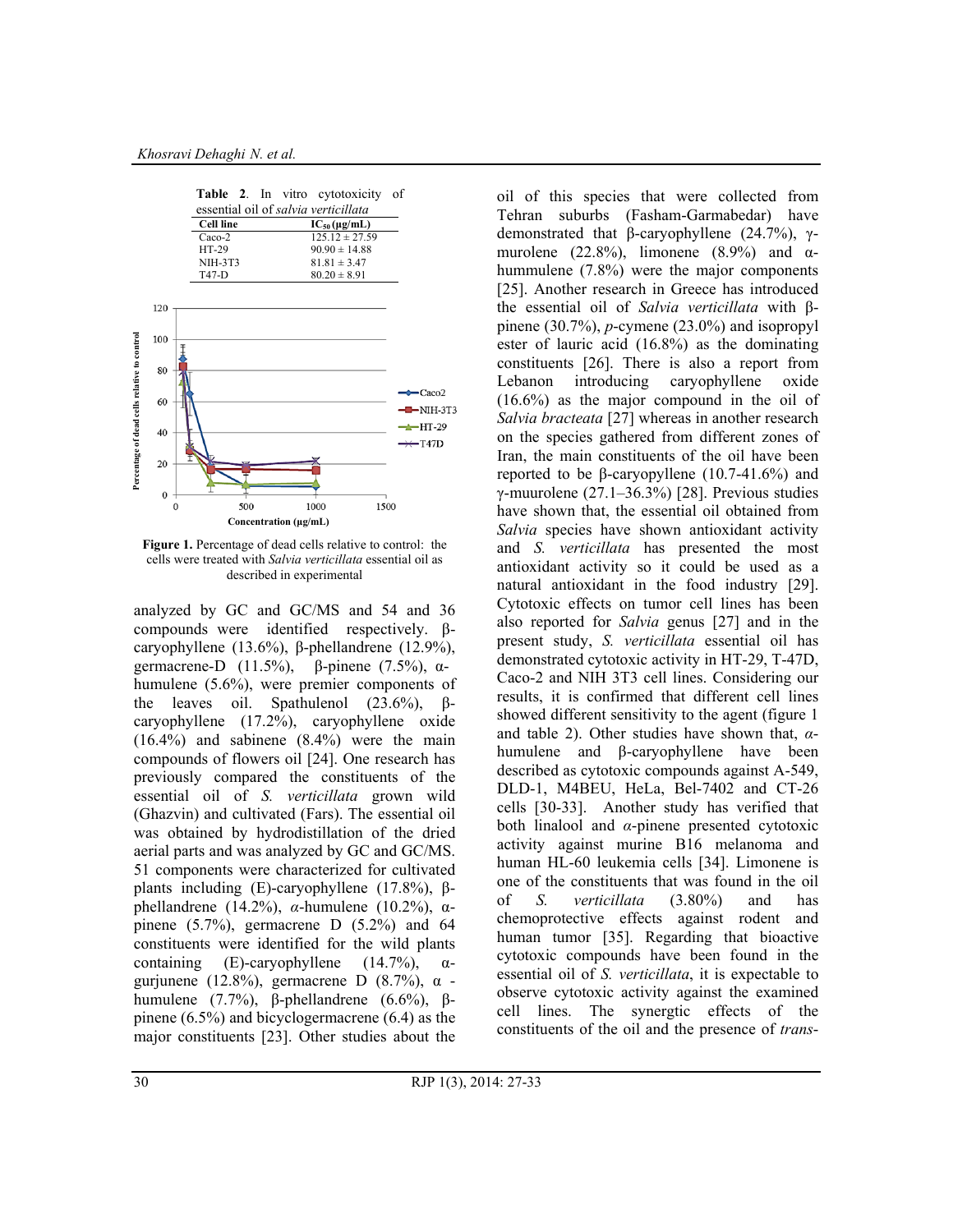**Table 2**. In vitro cytotoxicity of essential oil of *salvia verticillata*

| Cell line | $IC_{50}$ (μg/mL) |
|---|---|
| Caco-2 | 125.12 ± 27.59 |
| HT-29 | 90.90 ± 14.88 |
| NIH-3T3 | 81.81 ± 3.47 |
| T47-D | 80.20 ± 8.91 |

**Figure 1.** Percentage of dead cells relative to control: the cells were treated with *Salvia verticillata* essential oil as described in experimental

analyzed by GC and GC/MS and 54 and 36 compounds were identified respectively. β-caryophyllene (13.6%), β-phellandrene (12.9%), germacrene-D (11.5%), β-pinene (7.5%), α-humulene (5.6%), were premier components of the leaves oil. Spathulenol (23.6%), β-caryophyllene (17.2%), caryophyllene oxide (16.4%) and sabinene (8.4%) were the main compounds of flowers oil [24]. One research has previously compared the constituents of the essential oil of *S. verticillata* grown wild (Ghazvin) and cultivated (Fars). The essential oil was obtained by hydrodistillation of the dried aerial parts and was analyzed by GC and GC/MS. 51 components were characterized for cultivated plants including (E)-caryophyllene (17.8%), β-phellandrene (14.2%), *α*-humulene (10.2%), α-pinene (5.7%), germacrene D (5.2%) and 64 constituents were identified for the wild plants containing (E)-caryophyllene (14.7%), α-gurjunene (12.8%), germacrene D (8.7%), α -humulene (7.7%), β-phellandrene (6.6%), β-pinene (6.5%) and bicyclogermacrene (6.4) as the major constituents [23]. Other studies about the oil of this species that were collected from Tehran suburbs (Fasham-Garmabedar) have demonstrated that β-caryophyllene (24.7%), γ-murolene (22.8%), limonene (8.9%) and α-hummulene (7.8%) were the major components [25]. Another research in Greece has introduced the essential oil of *Salvia verticillata* with β-pinene (30.7%), *p*-cymene (23.0%) and isopropyl ester of lauric acid (16.8%) as the dominating constituents [26]. There is also a report from Lebanon introducing caryophyllene oxide (16.6%) as the major compound in the oil of *Salvia bracteata* [27] whereas in another research on the species gathered from different zones of Iran, the main constituents of the oil have been reported to be β-caryopyllene (10.7-41.6%) and γ-muurolene (27.1–36.3%) [28]. Previous studies have shown that, the essential oil obtained from *Salvia* species have shown antioxidant activity and *S. verticillata* has presented the most antioxidant activity so it could be used as a natural antioxidant in the food industry [29]. Cytotoxic effects on tumor cell lines has been also reported for *Salvia* genus [27] and in the present study, *S. verticillata* essential oil has demonstrated cytotoxic activity in HT-29, T-47D, Caco-2 and NIH 3T3 cell lines. Considering our results, it is confirmed that different cell lines showed different sensitivity to the agent (figure 1 and table 2). Other studies have shown that, *α*-humulene and β-caryophyllene have been described as cytotoxic compounds against A-549, DLD-1, M4BEU, HeLa, Bel-7402 and CT-26 cells [30-33]. Another study has verified that both linalool and *α*-pinene presented cytotoxic activity against murine B16 melanoma and human HL-60 leukemia cells [34]. Limonene is one of the constituents that was found in the oil of *S. verticillata* (3.80%) and has chemoprotective effects against rodent and human tumor [35]. Regarding that bioactive cytotoxic compounds have been found in the essential oil of *S. verticillata*, it is expectable to observe cytotoxic activity against the examined cell lines. The synergtic effects of the constituents of the oil and the presence of *trans-*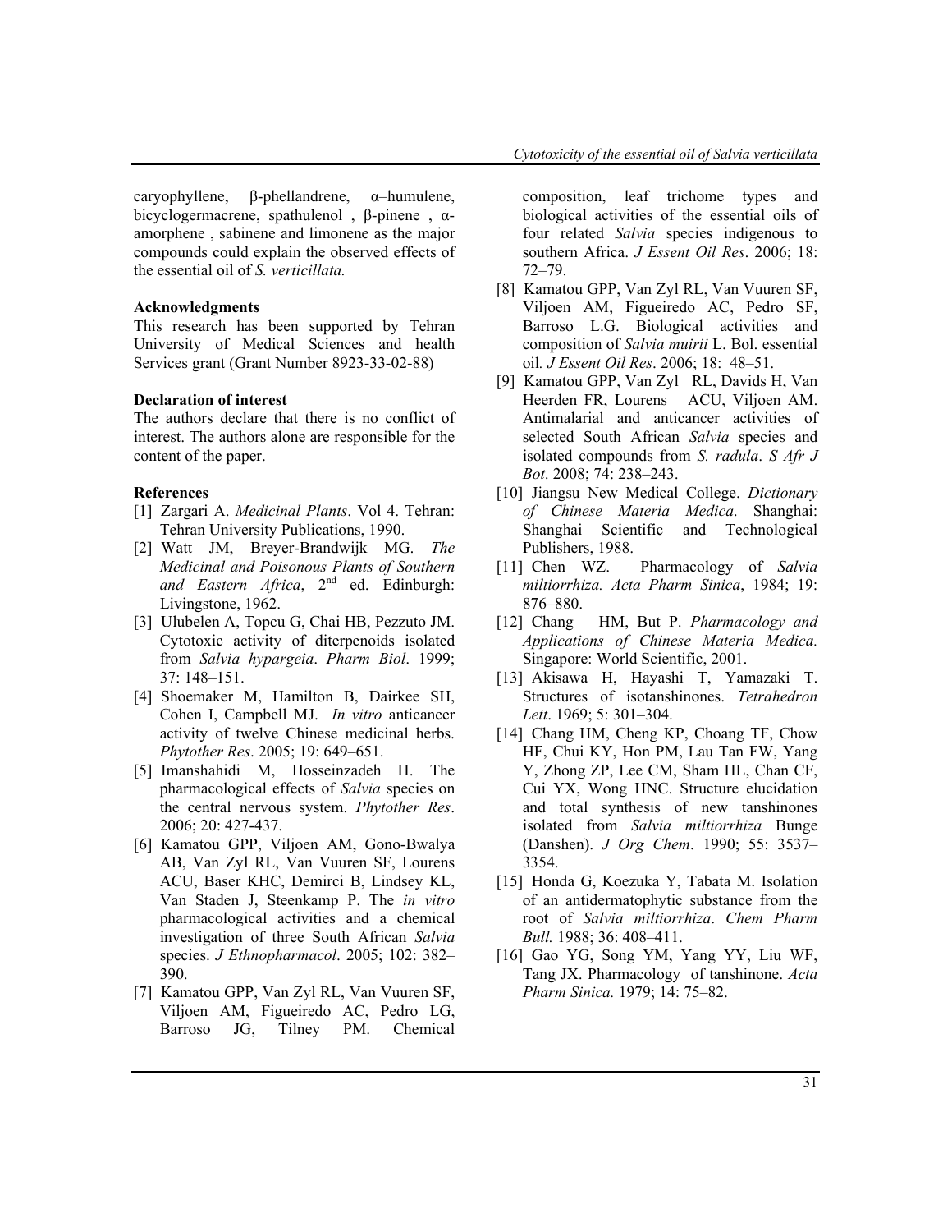caryophyllene, β-phellandrene, α–humulene, bicyclogermacrene, spathulenol , β-pinene , α-amorphene , sabinene and limonene as the major compounds could explain the observed effects of the essential oil of *S. verticillata.*

**Acknowledgments**

This research has been supported by Tehran University of Medical Sciences and health Services grant (Grant Number 8923-33-02-88)

**Declaration of interest**

The authors declare that there is no conflict of interest. The authors alone are responsible for the content of the paper.

**References**

[1] Zargari A. *Medicinal Plants*. Vol 4. Tehran: Tehran University Publications, 1990.

[2] Watt JM, Breyer-Brandwijk MG. *The Medicinal and Poisonous Plants of Southern and Eastern Africa*, 2nd ed. Edinburgh: Livingstone, 1962.

[3] Ulubelen A, Topcu G, Chai HB, Pezzuto JM. Cytotoxic activity of diterpenoids isolated from *Salvia hypargeia*. *Pharm Biol*. 1999; 37: 148–151.

[4] Shoemaker M, Hamilton B, Dairkee SH, Cohen I, Campbell MJ. *In vitro* anticancer activity of twelve Chinese medicinal herbs. *Phytother Res*. 2005; 19: 649–651.

[5] Imanshahidi M, Hosseinzadeh H. The pharmacological effects of *Salvia* species on the central nervous system. *Phytother Res*. 2006; 20: 427-437.

[6] Kamatou GPP, Viljoen AM, Gono-Bwalya AB, Van Zyl RL, Van Vuuren SF, Lourens ACU, Baser KHC, Demirci B, Lindsey KL, Van Staden J, Steenkamp P. The *in vitro* pharmacological activities and a chemical investigation of three South African *Salvia* species. *J Ethnopharmacol*. 2005; 102: 382–390.

[7] Kamatou GPP, Van Zyl RL, Van Vuuren SF, Viljoen AM, Figueiredo AC, Pedro LG, Barroso JG, Tilney PM. Chemical composition, leaf trichome types and biological activities of the essential oils of four related *Salvia* species indigenous to southern Africa. *J Essent Oil Res*. 2006; 18: 72–79.

[8] Kamatou GPP, Van Zyl RL, Van Vuuren SF, Viljoen AM, Figueiredo AC, Pedro SF, Barroso L.G. Biological activities and composition of *Salvia muirii* L. Bol. essential oil. *J Essent Oil Res*. 2006; 18: 48–51.

[9] Kamatou GPP, Van Zyl RL, Davids H, Van Heerden FR, Lourens ACU, Viljoen AM. Antimalarial and anticancer activities of selected South African *Salvia* species and isolated compounds from *S. radula*. *S Afr J Bot*. 2008; 74: 238–243.

[10] Jiangsu New Medical College. *Dictionary of Chinese Materia Medica*. Shanghai: Shanghai Scientific and Technological Publishers, 1988.

[11] Chen WZ. Pharmacology of *Salvia miltiorrhiza. Acta Pharm Sinica*, 1984; 19: 876–880.

[12] Chang HM, But P. *Pharmacology and Applications of Chinese Materia Medica.* Singapore: World Scientific, 2001.

[13] Akisawa H, Hayashi T, Yamazaki T. Structures of isotanshinones. *Tetrahedron Lett*. 1969; 5: 301–304.

[14] Chang HM, Cheng KP, Choang TF, Chow HF, Chui KY, Hon PM, Lau Tan FW, Yang Y, Zhong ZP, Lee CM, Sham HL, Chan CF, Cui YX, Wong HNC. Structure elucidation and total synthesis of new tanshinones isolated from *Salvia miltiorrhiza* Bunge (Danshen). *J Org Chem*. 1990; 55: 3537–3354.

[15] Honda G, Koezuka Y, Tabata M. Isolation of an antidermatophytic substance from the root of *Salvia miltiorrhiza*. *Chem Pharm Bull.* 1988; 36: 408–411.

[16] Gao YG, Song YM, Yang YY, Liu WF, Tang JX. Pharmacology of tanshinone. *Acta Pharm Sinica.* 1979; 14: 75–82.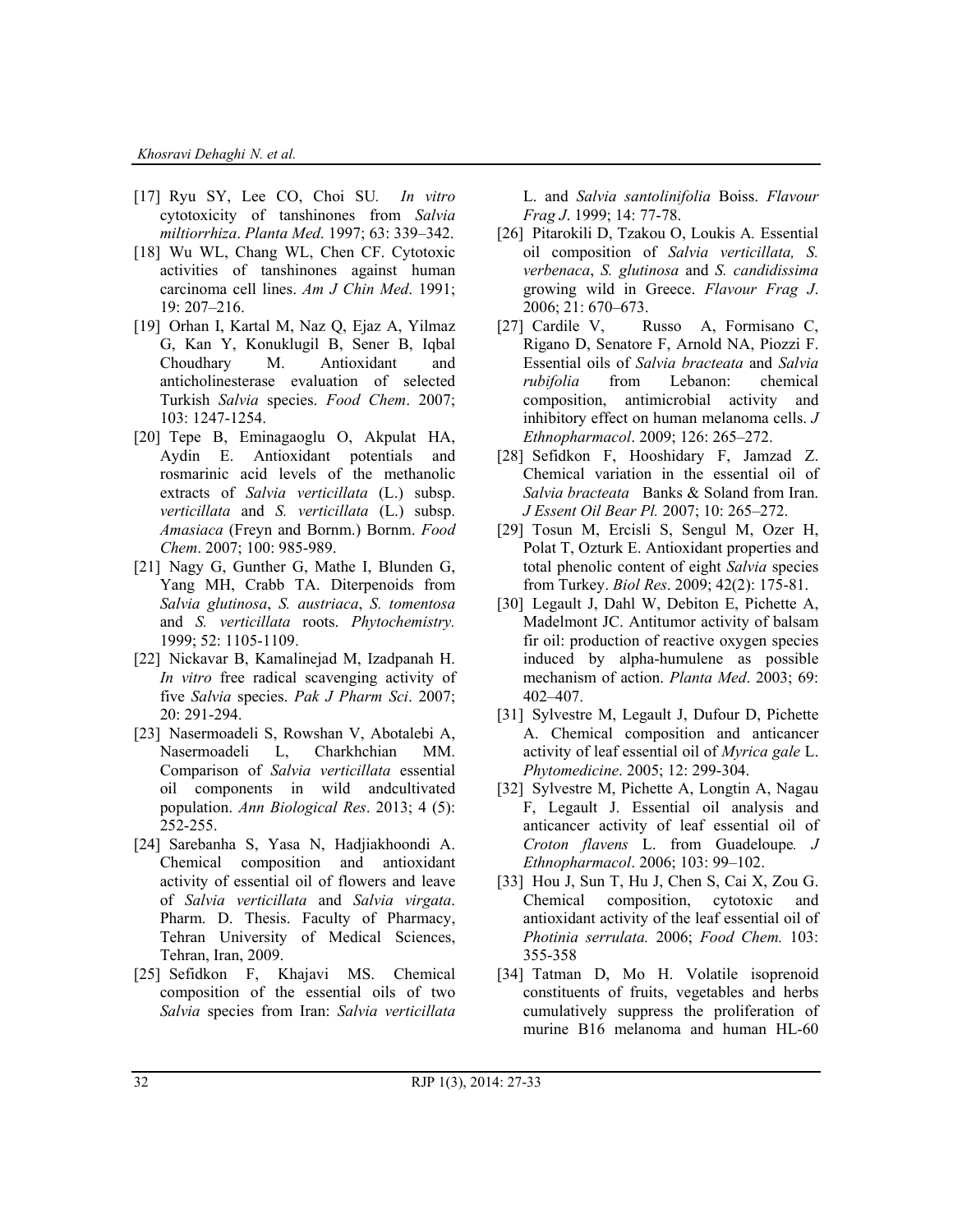[17] Ryu SY, Lee CO, Choi SU. *In vitro* cytotoxicity of tanshinones from *Salvia miltiorrhiza*. *Planta Med*. 1997; 63: 339–342.

[18] Wu WL, Chang WL, Chen CF. Cytotoxic activities of tanshinones against human carcinoma cell lines. *Am J Chin Med*. 1991; 19: 207–216.

[19] Orhan I, Kartal M, Naz Q, Ejaz A, Yilmaz G, Kan Y, Konuklugil B, Sener B, Iqbal Choudhary M. Antioxidant and anticholinesterase evaluation of selected Turkish *Salvia* species. *Food Chem*. 2007; 103: 1247-1254.

[20] Tepe B, Eminagaoglu O, Akpulat HA, Aydin E. Antioxidant potentials and rosmarinic acid levels of the methanolic extracts of *Salvia verticillata* (L.) subsp. *verticillata* and *S. verticillata* (L.) subsp. *Amasiaca* (Freyn and Bornm.) Bornm. *Food Chem*. 2007; 100: 985-989.

[21] Nagy G, Gunther G, Mathe I, Blunden G, Yang MH, Crabb TA. Diterpenoids from *Salvia glutinosa*, *S. austriaca*, *S. tomentosa* and *S. verticillata* roots. *Phytochemistry.* 1999; 52: 1105-1109.

[22] Nickavar B, Kamalinejad M, Izadpanah H. *In vitro* free radical scavenging activity of five *Salvia* species. *Pak J Pharm Sci*. 2007; 20: 291-294.

[23] Nasermoadeli S, Rowshan V, Abotalebi A, Nasermoadeli L, Charkhchian MM. Comparison of *Salvia verticillata* essential oil components in wild andcultivated population. *Ann Biological Res*. 2013; 4 (5): 252-255.

[24] Sarebanha S, Yasa N, Hadjiakhoondi A. Chemical composition and antioxidant activity of essential oil of flowers and leave of *Salvia verticillata* and *Salvia virgata*. Pharm. D. Thesis. Faculty of Pharmacy, Tehran University of Medical Sciences, Tehran, Iran, 2009.

[25] Sefidkon F, Khajavi MS. Chemical composition of the essential oils of two *Salvia* species from Iran: *Salvia verticillata* L. and *Salvia santolinifolia* Boiss. *Flavour Frag J*. 1999; 14: 77-78.

[26] Pitarokili D, Tzakou O, Loukis A. Essential oil composition of *Salvia verticillata, S. verbenaca*, *S. glutinosa* and *S. candidissima* growing wild in Greece. *Flavour Frag J*. 2006; 21: 670–673.

[27] Cardile V, Russo A, Formisano C, Rigano D, Senatore F, Arnold NA, Piozzi F. Essential oils of *Salvia bracteata* and *Salvia rubifolia* from Lebanon: chemical composition, antimicrobial activity and inhibitory effect on human melanoma cells. *J Ethnopharmacol*. 2009; 126: 265–272.

[28] Sefidkon F, Hooshidary F, Jamzad Z. Chemical variation in the essential oil of *Salvia bracteata* Banks & Soland from Iran. *J Essent Oil Bear Pl.* 2007; 10: 265–272.

[29] Tosun M, Ercisli S, Sengul M, Ozer H, Polat T, Ozturk E. Antioxidant properties and total phenolic content of eight *Salvia* species from Turkey. *Biol Res*. 2009; 42(2): 175-81.

[30] Legault J, Dahl W, Debiton E, Pichette A, Madelmont JC. Antitumor activity of balsam fir oil: production of reactive oxygen species induced by alpha-humulene as possible mechanism of action. *Planta Med*. 2003; 69: 402–407.

[31] Sylvestre M, Legault J, Dufour D, Pichette A. Chemical composition and anticancer activity of leaf essential oil of *Myrica gale* L. *Phytomedicine*. 2005; 12: 299-304.

[32] Sylvestre M, Pichette A, Longtin A, Nagau F, Legault J. Essential oil analysis and anticancer activity of leaf essential oil of *Croton flavens* L. from Guadeloupe*. J Ethnopharmacol*. 2006; 103: 99–102.

[33] Hou J, Sun T, Hu J, Chen S, Cai X, Zou G. Chemical composition, cytotoxic and antioxidant activity of the leaf essential oil of *Photinia serrulata.* 2006; *Food Chem.* 103: 355-358

[34] Tatman D, Mo H. Volatile isoprenoid constituents of fruits, vegetables and herbs cumulatively suppress the proliferation of murine B16 melanoma and human HL-60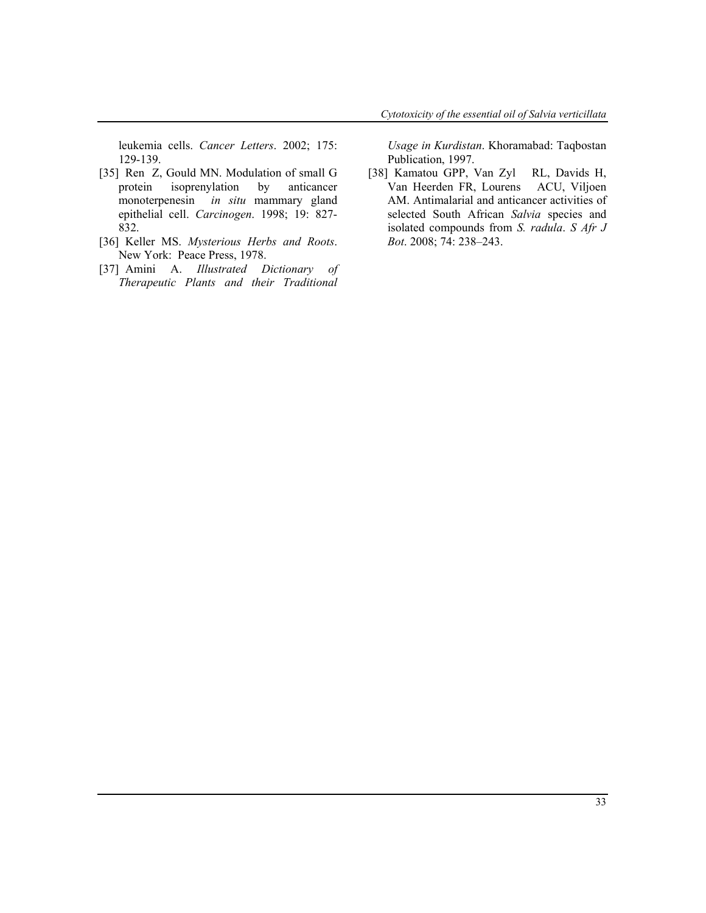leukemia cells. *Cancer Letters*. 2002; 175: 129-139.

[35] Ren Z, Gould MN. Modulation of small G protein isoprenylation by anticancer monoterpenesin *in situ* mammary gland epithelial cell. *Carcinogen*. 1998; 19: 827-832.

[36] Keller MS. *Mysterious Herbs and Roots*. New York: Peace Press, 1978.

[37] Amini A. *Illustrated Dictionary of Therapeutic Plants and their Traditional Usage in Kurdistan*. Khoramabad: Taqbostan Publication, 1997.

[38] Kamatou GPP, Van Zyl RL, Davids H, Van Heerden FR, Lourens ACU, Viljoen AM. Antimalarial and anticancer activities of selected South African *Salvia* species and isolated compounds from *S. radula*. *S Afr J Bot*. 2008; 74: 238–243.